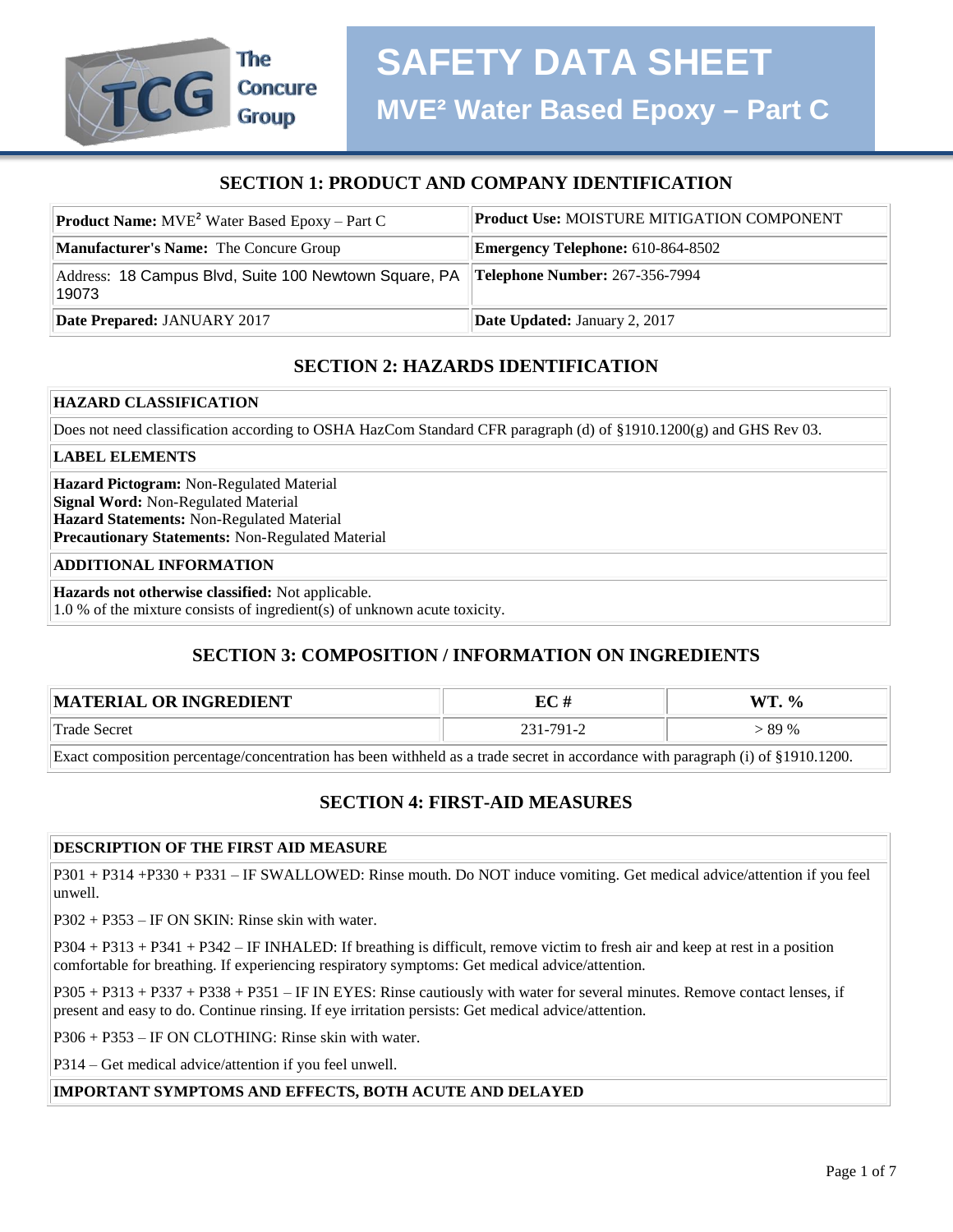The Concure Group

# SAFETY DATA SHEET

## MVE² Water Based Epoxy – Part C

## SECTION 1: PRODUCT AND COMPANY IDENTIFICATION

| | |
|---|---|
| **Product Name:** MVE² Water Based Epoxy – Part C | **Product Use:** MOISTURE MITIGATION COMPONENT |
| **Manufacturer's Name:** The Concure Group | **Emergency Telephone:** 610-864-8502 |
| Address: 18 Campus Blvd, Suite 100 Newtown Square, PA 19073 | **Telephone Number:** 267-356-7994 |
| **Date Prepared:** JANUARY 2017 | **Date Updated:** January 2, 2017 |

## SECTION 2: HAZARDS IDENTIFICATION

**HAZARD CLASSIFICATION**

Does not need classification according to OSHA HazCom Standard CFR paragraph (d) of §1910.1200(g) and GHS Rev 03.

**LABEL ELEMENTS**

**Hazard Pictogram:** Non-Regulated Material
**Signal Word:** Non-Regulated Material
**Hazard Statements:** Non-Regulated Material
**Precautionary Statements:** Non-Regulated Material

**ADDITIONAL INFORMATION**

**Hazards not otherwise classified:** Not applicable.
1.0 % of the mixture consists of ingredient(s) of unknown acute toxicity.

## SECTION 3: COMPOSITION / INFORMATION ON INGREDIENTS

| MATERIAL OR INGREDIENT | EC # | WT. % |
|---|---|---|
| Trade Secret | 231-791-2 | > 89 % |

Exact composition percentage/concentration has been withheld as a trade secret in accordance with paragraph (i) of §1910.1200.

## SECTION 4: FIRST-AID MEASURES

**DESCRIPTION OF THE FIRST AID MEASURE**

P301 + P314 +P330 + P331 – IF SWALLOWED: Rinse mouth. Do NOT induce vomiting. Get medical advice/attention if you feel unwell.

P302 + P353 – IF ON SKIN: Rinse skin with water.

P304 + P313 + P341 + P342 – IF INHALED: If breathing is difficult, remove victim to fresh air and keep at rest in a position comfortable for breathing. If experiencing respiratory symptoms: Get medical advice/attention.

P305 + P313 + P337 + P338 + P351 – IF IN EYES: Rinse cautiously with water for several minutes. Remove contact lenses, if present and easy to do. Continue rinsing. If eye irritation persists: Get medical advice/attention.

P306 + P353 – IF ON CLOTHING: Rinse skin with water.

P314 – Get medical advice/attention if you feel unwell.

**IMPORTANT SYMPTOMS AND EFFECTS, BOTH ACUTE AND DELAYED**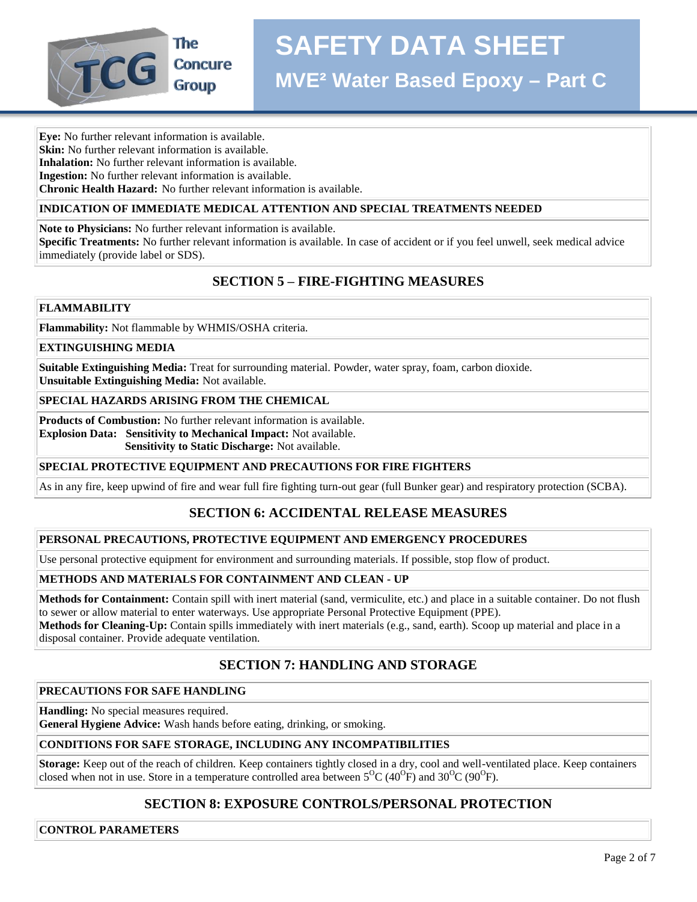**Eye:** No further relevant information is available.
**Skin:** No further relevant information is available.
**Inhalation:** No further relevant information is available.
**Ingestion:** No further relevant information is available.
**Chronic Health Hazard:** No further relevant information is available.

**INDICATION OF IMMEDIATE MEDICAL ATTENTION AND SPECIAL TREATMENTS NEEDED**

**Note to Physicians:** No further relevant information is available.
**Specific Treatments:** No further relevant information is available. In case of accident or if you feel unwell, seek medical advice immediately (provide label or SDS).

## SECTION 5 – FIRE-FIGHTING MEASURES

**FLAMMABILITY**

**Flammability:** Not flammable by WHMIS/OSHA criteria.

**EXTINGUISHING MEDIA**

**Suitable Extinguishing Media:** Treat for surrounding material. Powder, water spray, foam, carbon dioxide.
**Unsuitable Extinguishing Media:** Not available.

**SPECIAL HAZARDS ARISING FROM THE CHEMICAL**

**Products of Combustion:** No further relevant information is available.
**Explosion Data:** **Sensitivity to Mechanical Impact:** Not available.
**Sensitivity to Static Discharge:** Not available.

**SPECIAL PROTECTIVE EQUIPMENT AND PRECAUTIONS FOR FIRE FIGHTERS**

As in any fire, keep upwind of fire and wear full fire fighting turn-out gear (full Bunker gear) and respiratory protection (SCBA).

## SECTION 6: ACCIDENTAL RELEASE MEASURES

**PERSONAL PRECAUTIONS, PROTECTIVE EQUIPMENT AND EMERGENCY PROCEDURES**

Use personal protective equipment for environment and surrounding materials. If possible, stop flow of product.

**METHODS AND MATERIALS FOR CONTAINMENT AND CLEAN - UP**

**Methods for Containment:** Contain spill with inert material (sand, vermiculite, etc.) and place in a suitable container. Do not flush to sewer or allow material to enter waterways. Use appropriate Personal Protective Equipment (PPE).
**Methods for Cleaning-Up:** Contain spills immediately with inert materials (e.g., sand, earth). Scoop up material and place in a disposal container. Provide adequate ventilation.

## SECTION 7: HANDLING AND STORAGE

**PRECAUTIONS FOR SAFE HANDLING**

**Handling:** No special measures required.
**General Hygiene Advice:** Wash hands before eating, drinking, or smoking.

**CONDITIONS FOR SAFE STORAGE, INCLUDING ANY INCOMPATIBILITIES**

**Storage:** Keep out of the reach of children. Keep containers tightly closed in a dry, cool and well-ventilated place. Keep containers closed when not in use. Store in a temperature controlled area between $5^{O}C$ ($40^{O}F$) and $30^{O}C$ ($90^{O}F$).

## SECTION 8: EXPOSURE CONTROLS/PERSONAL PROTECTION

**CONTROL PARAMETERS**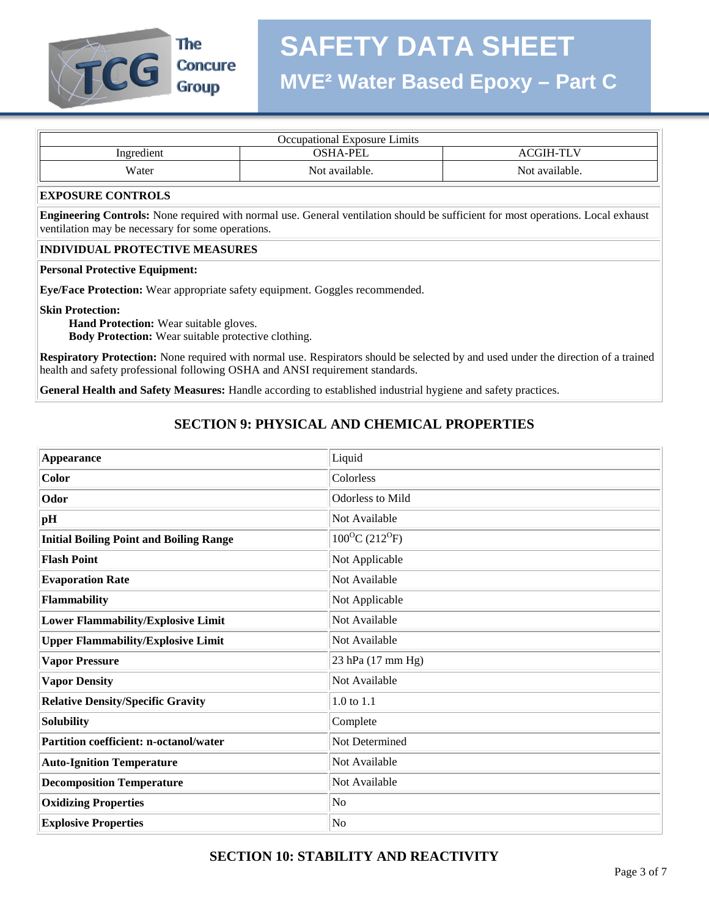| Occupational Exposure Limits | | |
|---|---|---|
| Ingredient | OSHA-PEL | ACGIH-TLV |
| Water | Not available. | Not available. |

**EXPOSURE CONTROLS**

**Engineering Controls:** None required with normal use. General ventilation should be sufficient for most operations. Local exhaust ventilation may be necessary for some operations.

**INDIVIDUAL PROTECTIVE MEASURES**

**Personal Protective Equipment:**

**Eye/Face Protection:** Wear appropriate safety equipment. Goggles recommended.

**Skin Protection:**

**Hand Protection:** Wear suitable gloves.
**Body Protection:** Wear suitable protective clothing.

**Respiratory Protection:** None required with normal use. Respirators should be selected by and used under the direction of a trained health and safety professional following OSHA and ANSI requirement standards.

**General Health and Safety Measures:** Handle according to established industrial hygiene and safety practices.

## SECTION 9: PHYSICAL AND CHEMICAL PROPERTIES

| | |
|---|---|
| **Appearance** | Liquid |
| **Color** | Colorless |
| **Odor** | Odorless to Mild |
| **pH** | Not Available |
| **Initial Boiling Point and Boiling Range** | $100^{O}$C ($212^{O}$F) |
| **Flash Point** | Not Applicable |
| **Evaporation Rate** | Not Available |
| **Flammability** | Not Applicable |
| **Lower Flammability/Explosive Limit** | Not Available |
| **Upper Flammability/Explosive Limit** | Not Available |
| **Vapor Pressure** | 23 hPa (17 mm Hg) |
| **Vapor Density** | Not Available |
| **Relative Density/Specific Gravity** | 1.0 to 1.1 |
| **Solubility** | Complete |
| **Partition coefficient: n-octanol/water** | Not Determined |
| **Auto-Ignition Temperature** | Not Available |
| **Decomposition Temperature** | Not Available |
| **Oxidizing Properties** | No |
| **Explosive Properties** | No |

## SECTION 10: STABILITY AND REACTIVITY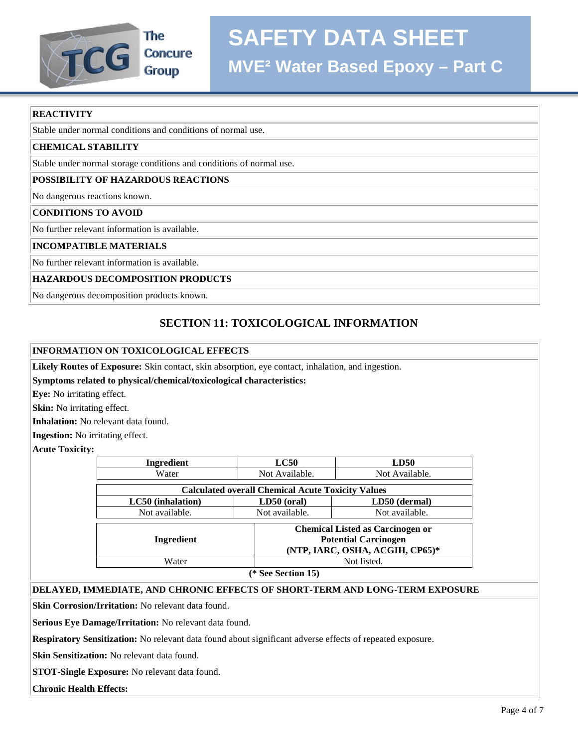**REACTIVITY**

Stable under normal conditions and conditions of normal use.

**CHEMICAL STABILITY**

Stable under normal storage conditions and conditions of normal use.

**POSSIBILITY OF HAZARDOUS REACTIONS**

No dangerous reactions known.

**CONDITIONS TO AVOID**

No further relevant information is available.

**INCOMPATIBLE MATERIALS**

No further relevant information is available.

**HAZARDOUS DECOMPOSITION PRODUCTS**

No dangerous decomposition products known.

## SECTION 11: TOXICOLOGICAL INFORMATION

**INFORMATION ON TOXICOLOGICAL EFFECTS**

**Likely Routes of Exposure:** Skin contact, skin absorption, eye contact, inhalation, and ingestion.

**Symptoms related to physical/chemical/toxicological characteristics:**

**Eye:** No irritating effect.

**Skin:** No irritating effect.

**Inhalation:** No relevant data found.

**Ingestion:** No irritating effect.

**Acute Toxicity:**

| Ingredient | LC50 | LD50 |
|---|---|---|
| Water | Not Available. | Not Available. |

| Calculated overall Chemical Acute Toxicity Values | | |
|---|---|---|
| **LC50 (inhalation)** | **LD50 (oral)** | **LD50 (dermal)** |
| Not available. | Not available. | Not available. |

| Ingredient | Chemical Listed as Carcinogen or Potential Carcinogen (NTP, IARC, OSHA, ACGIH, CP65)* |
|---|---|
| Water | Not listed. |

**(* See Section 15)**

**DELAYED, IMMEDIATE, AND CHRONIC EFFECTS OF SHORT-TERM AND LONG-TERM EXPOSURE**

**Skin Corrosion/Irritation:** No relevant data found.

**Serious Eye Damage/Irritation:** No relevant data found.

**Respiratory Sensitization:** No relevant data found about significant adverse effects of repeated exposure.

**Skin Sensitization:** No relevant data found.

**STOT-Single Exposure:** No relevant data found.

**Chronic Health Effects:**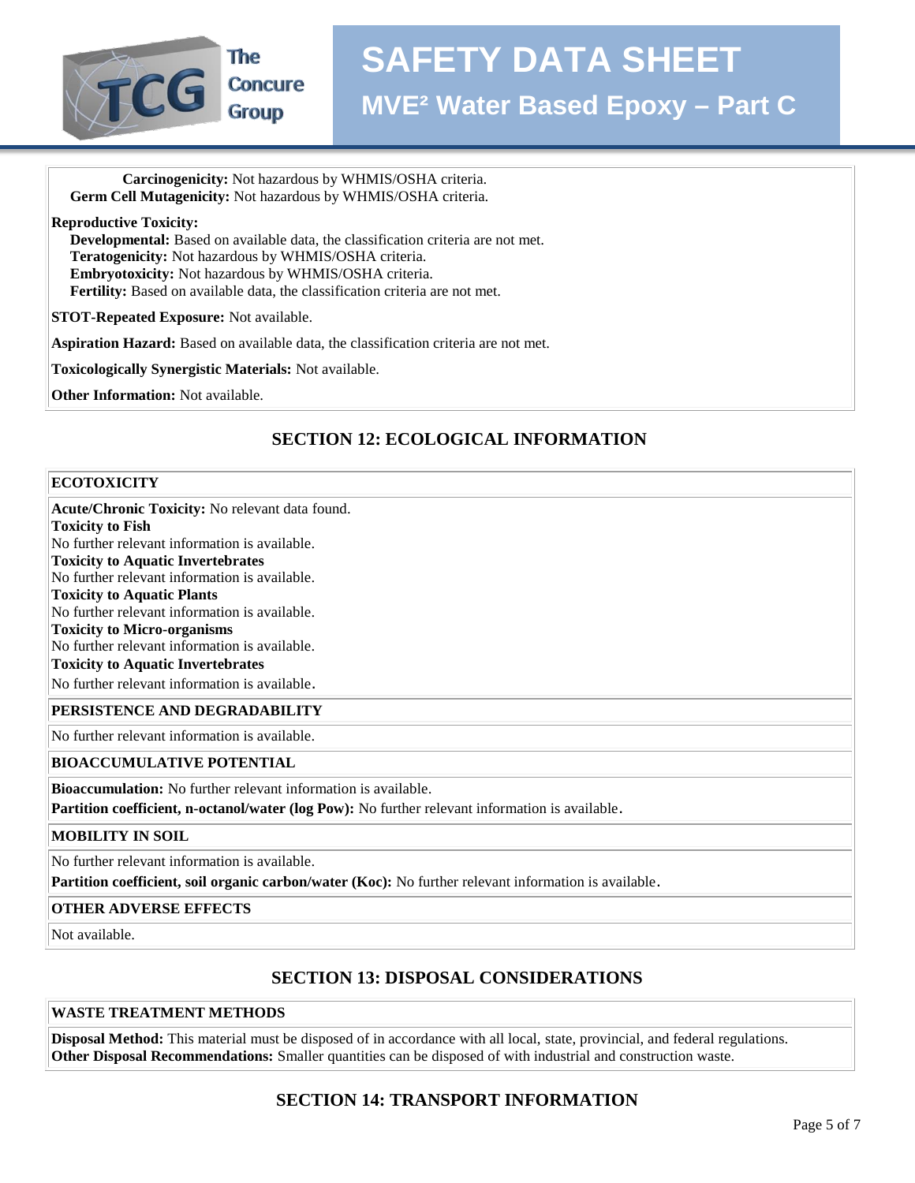**Carcinogenicity:** Not hazardous by WHMIS/OSHA criteria.
**Germ Cell Mutagenicity:** Not hazardous by WHMIS/OSHA criteria.

**Reproductive Toxicity:**
**Developmental:** Based on available data, the classification criteria are not met.
**Teratogenicity:** Not hazardous by WHMIS/OSHA criteria.
**Embryotoxicity:** Not hazardous by WHMIS/OSHA criteria.
**Fertility:** Based on available data, the classification criteria are not met.

**STOT-Repeated Exposure:** Not available.

**Aspiration Hazard:** Based on available data, the classification criteria are not met.

**Toxicologically Synergistic Materials:** Not available.

**Other Information:** Not available.

## SECTION 12: ECOLOGICAL INFORMATION

### ECOTOXICITY

**Acute/Chronic Toxicity:** No relevant data found.
**Toxicity to Fish**
No further relevant information is available.
**Toxicity to Aquatic Invertebrates**
No further relevant information is available.
**Toxicity to Aquatic Plants**
No further relevant information is available.
**Toxicity to Micro-organisms**
No further relevant information is available.
**Toxicity to Aquatic Invertebrates**
No further relevant information is available.

### PERSISTENCE AND DEGRADABILITY

No further relevant information is available.

### BIOACCUMULATIVE POTENTIAL

**Bioaccumulation:** No further relevant information is available.
**Partition coefficient, n-octanol/water (log Pow):** No further relevant information is available.

### MOBILITY IN SOIL

No further relevant information is available.
**Partition coefficient, soil organic carbon/water (Koc):** No further relevant information is available.

### OTHER ADVERSE EFFECTS

Not available.

## SECTION 13: DISPOSAL CONSIDERATIONS

### WASTE TREATMENT METHODS

**Disposal Method:** This material must be disposed of in accordance with all local, state, provincial, and federal regulations.
**Other Disposal Recommendations:** Smaller quantities can be disposed of with industrial and construction waste.

## SECTION 14: TRANSPORT INFORMATION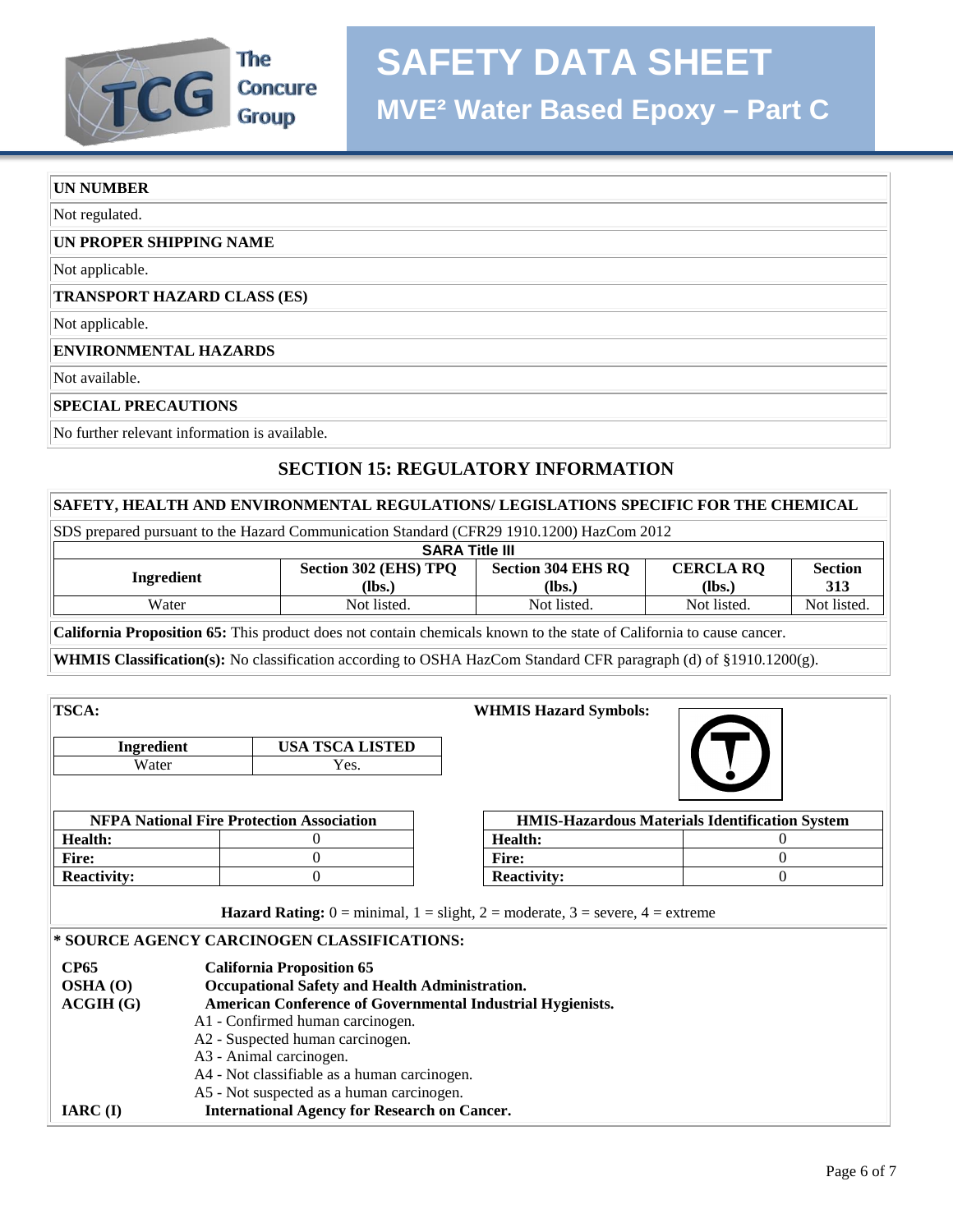**UN NUMBER**

Not regulated.

**UN PROPER SHIPPING NAME**

Not applicable.

**TRANSPORT HAZARD CLASS (ES)**

Not applicable.

**ENVIRONMENTAL HAZARDS**

Not available.

**SPECIAL PRECAUTIONS**

No further relevant information is available.

## SECTION 15: REGULATORY INFORMATION

**SAFETY, HEALTH AND ENVIRONMENTAL REGULATIONS/ LEGISLATIONS SPECIFIC FOR THE CHEMICAL**

SDS prepared pursuant to the Hazard Communication Standard (CFR29 1910.1200) HazCom 2012

**SARA Title III**

| Ingredient | Section 302 (EHS) TPQ (lbs.) | Section 304 EHS RQ (lbs.) | CERCLA RQ (lbs.) | Section 313 |
|---|---|---|---|---|
| Water | Not listed. | Not listed. | Not listed. | Not listed. |

**California Proposition 65:** This product does not contain chemicals known to the state of California to cause cancer.

**WHMIS Classification(s):** No classification according to OSHA HazCom Standard CFR paragraph (d) of §1910.1200(g).

**TSCA:**

| Ingredient | USA TSCA LISTED |
|---|---|
| Water | Yes. |

**WHMIS Hazard Symbols:**

| NFPA National Fire Protection Association | |
|---|---|
| **Health:** | 0 |
| **Fire:** | 0 |
| **Reactivity:** | 0 |

| HMIS-Hazardous Materials Identification System | |
|---|---|
| **Health:** | 0 |
| **Fire:** | 0 |
| **Reactivity:** | 0 |

**Hazard Rating:** 0 = minimal, 1 = slight, 2 = moderate, 3 = severe, 4 = extreme

**\* SOURCE AGENCY CARCINOGEN CLASSIFICATIONS:**

**CP65** — **California Proposition 65**

**OSHA (O)** — **Occupational Safety and Health Administration.**

**ACGIH (G)** — **American Conference of Governmental Industrial Hygienists.**

- A1 - Confirmed human carcinogen.
- A2 - Suspected human carcinogen.
- A3 - Animal carcinogen.
- A4 - Not classifiable as a human carcinogen.
- A5 - Not suspected as a human carcinogen.

**IARC (I)** — **International Agency for Research on Cancer.**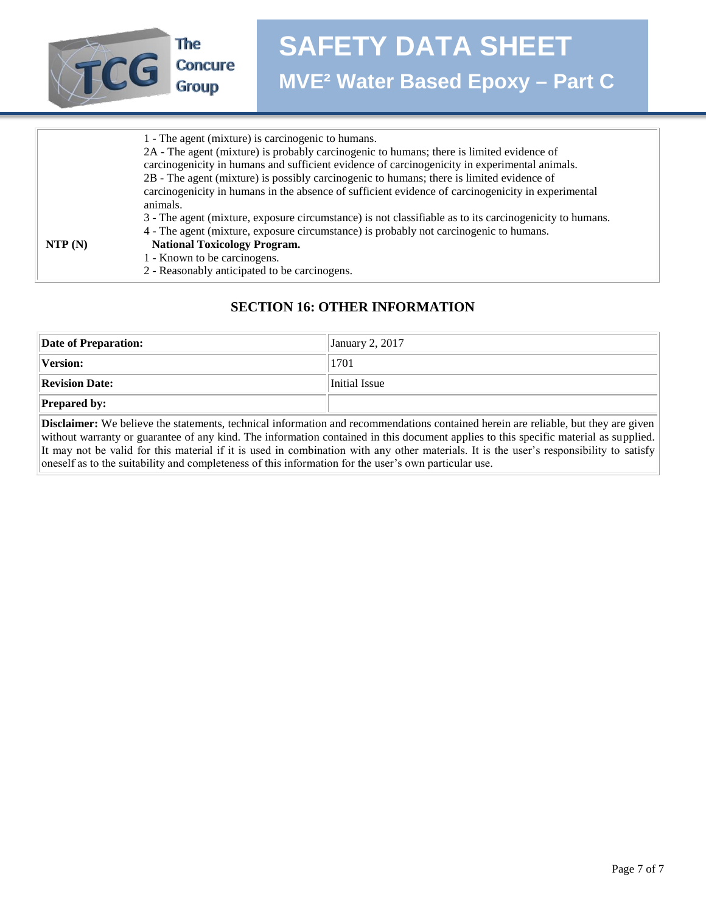| | |
|---|---|
| | 1 - The agent (mixture) is carcinogenic to humans.<br>2A - The agent (mixture) is probably carcinogenic to humans; there is limited evidence of carcinogenicity in humans and sufficient evidence of carcinogenicity in experimental animals.<br>2B - The agent (mixture) is possibly carcinogenic to humans; there is limited evidence of carcinogenicity in humans in the absence of sufficient evidence of carcinogenicity in experimental animals.<br>3 - The agent (mixture, exposure circumstance) is not classifiable as to its carcinogenicity to humans.<br>4 - The agent (mixture, exposure circumstance) is probably not carcinogenic to humans. |
| **NTP (N)** | **National Toxicology Program.**<br>1 - Known to be carcinogens.<br>2 - Reasonably anticipated to be carcinogens. |

## SECTION 16: OTHER INFORMATION

| | |
|---|---|
| **Date of Preparation:** | January 2, 2017 |
| **Version:** | 1701 |
| **Revision Date:** | Initial Issue |
| **Prepared by:** | |

**Disclaimer:** We believe the statements, technical information and recommendations contained herein are reliable, but they are given without warranty or guarantee of any kind. The information contained in this document applies to this specific material as supplied. It may not be valid for this material if it is used in combination with any other materials. It is the user's responsibility to satisfy oneself as to the suitability and completeness of this information for the user's own particular use.